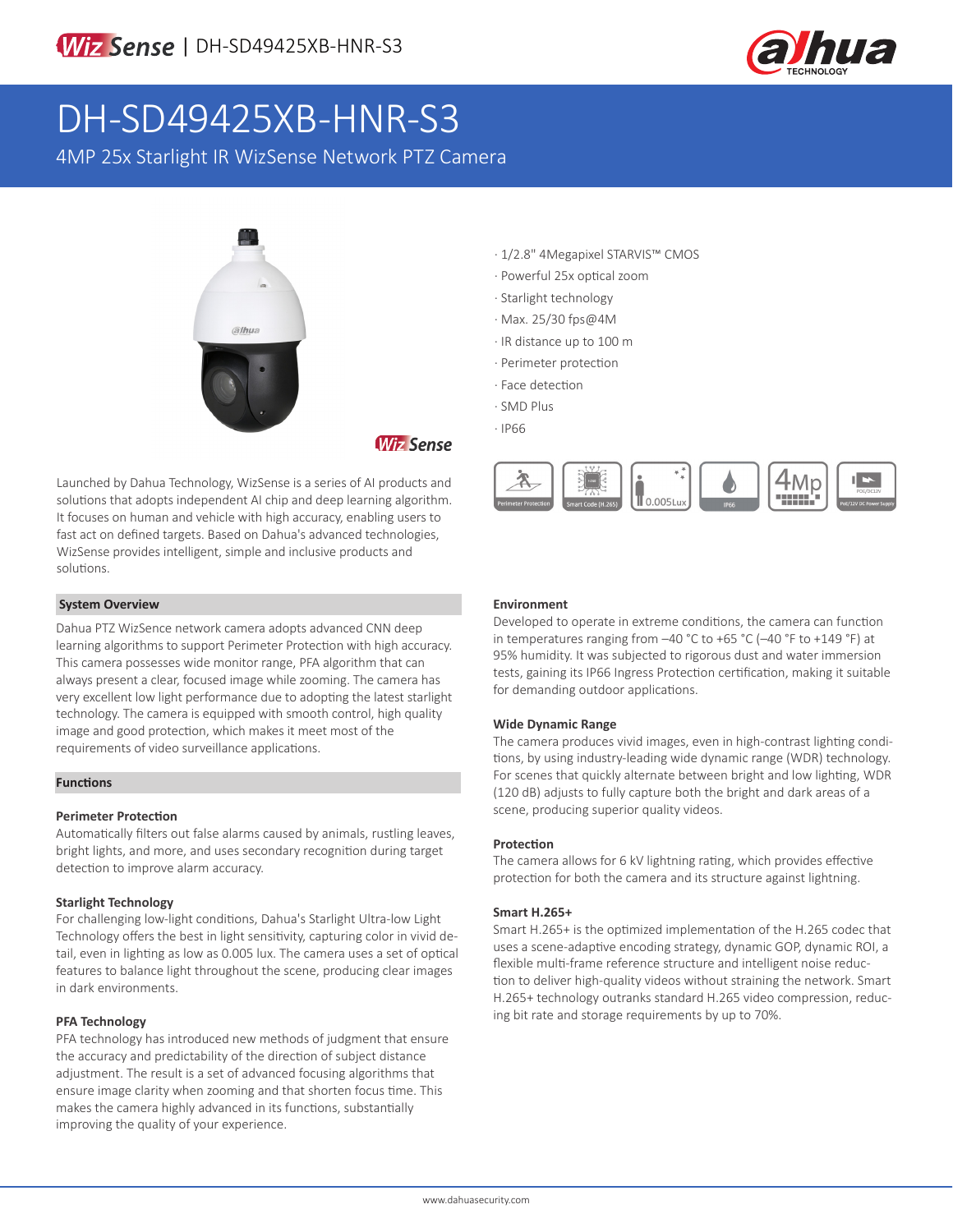WizSense | DH-SD49425XB-HNR-S3

# DH-SD49425XB-HNR-S3

4MP 25x Starlight IR WizSense Network PTZ Camera

- · 1/2.8" 4Megapixel STARVIS™ CMOS
- · Powerful 25x optical zoom
- · Starlight technology
- · Max. 25/30 fps@4M
- · IR distance up to 100 m
- · Perimeter protection
- · Face detection
- · SMD Plus
- · IP66

Launched by Dahua Technology, WizSense is a series of AI products and solutions that adopts independent AI chip and deep learning algorithm. It focuses on human and vehicle with high accuracy, enabling users to fast act on defined targets. Based on Dahua's advanced technologies, WizSense provides intelligent, simple and inclusive products and solutions.

## System Overview

Dahua PTZ WizSence network camera adopts advanced CNN deep learning algorithms to support Perimeter Protection with high accuracy. This camera possesses wide monitor range, PFA algorithm that can always present a clear, focused image while zooming. The camera has very excellent low light performance due to adopting the latest starlight technology. The camera is equipped with smooth control, high quality image and good protection, which makes it meet most of the requirements of video surveillance applications.

## Functions

### Perimeter Protection

Automatically filters out false alarms caused by animals, rustling leaves, bright lights, and more, and uses secondary recognition during target detection to improve alarm accuracy.

### Starlight Technology

For challenging low-light conditions, Dahua's Starlight Ultra-low Light Technology offers the best in light sensitivity, capturing color in vivid detail, even in lighting as low as 0.005 lux. The camera uses a set of optical features to balance light throughout the scene, producing clear images in dark environments.

### PFA Technology

PFA technology has introduced new methods of judgment that ensure the accuracy and predictability of the direction of subject distance adjustment. The result is a set of advanced focusing algorithms that ensure image clarity when zooming and that shorten focus time. This makes the camera highly advanced in its functions, substantially improving the quality of your experience.

### Environment

Developed to operate in extreme conditions, the camera can function in temperatures ranging from –40 °C to +65 °C (–40 °F to +149 °F) at 95% humidity. It was subjected to rigorous dust and water immersion tests, gaining its IP66 Ingress Protection certification, making it suitable for demanding outdoor applications.

### Wide Dynamic Range

The camera produces vivid images, even in high-contrast lighting conditions, by using industry-leading wide dynamic range (WDR) technology. For scenes that quickly alternate between bright and low lighting, WDR (120 dB) adjusts to fully capture both the bright and dark areas of a scene, producing superior quality videos.

### Protection

The camera allows for 6 kV lightning rating, which provides effective protection for both the camera and its structure against lightning.

### Smart H.265+

Smart H.265+ is the optimized implementation of the H.265 codec that uses a scene-adaptive encoding strategy, dynamic GOP, dynamic ROI, a flexible multi-frame reference structure and intelligent noise reduction to deliver high-quality videos without straining the network. Smart H.265+ technology outranks standard H.265 video compression, reducing bit rate and storage requirements by up to 70%.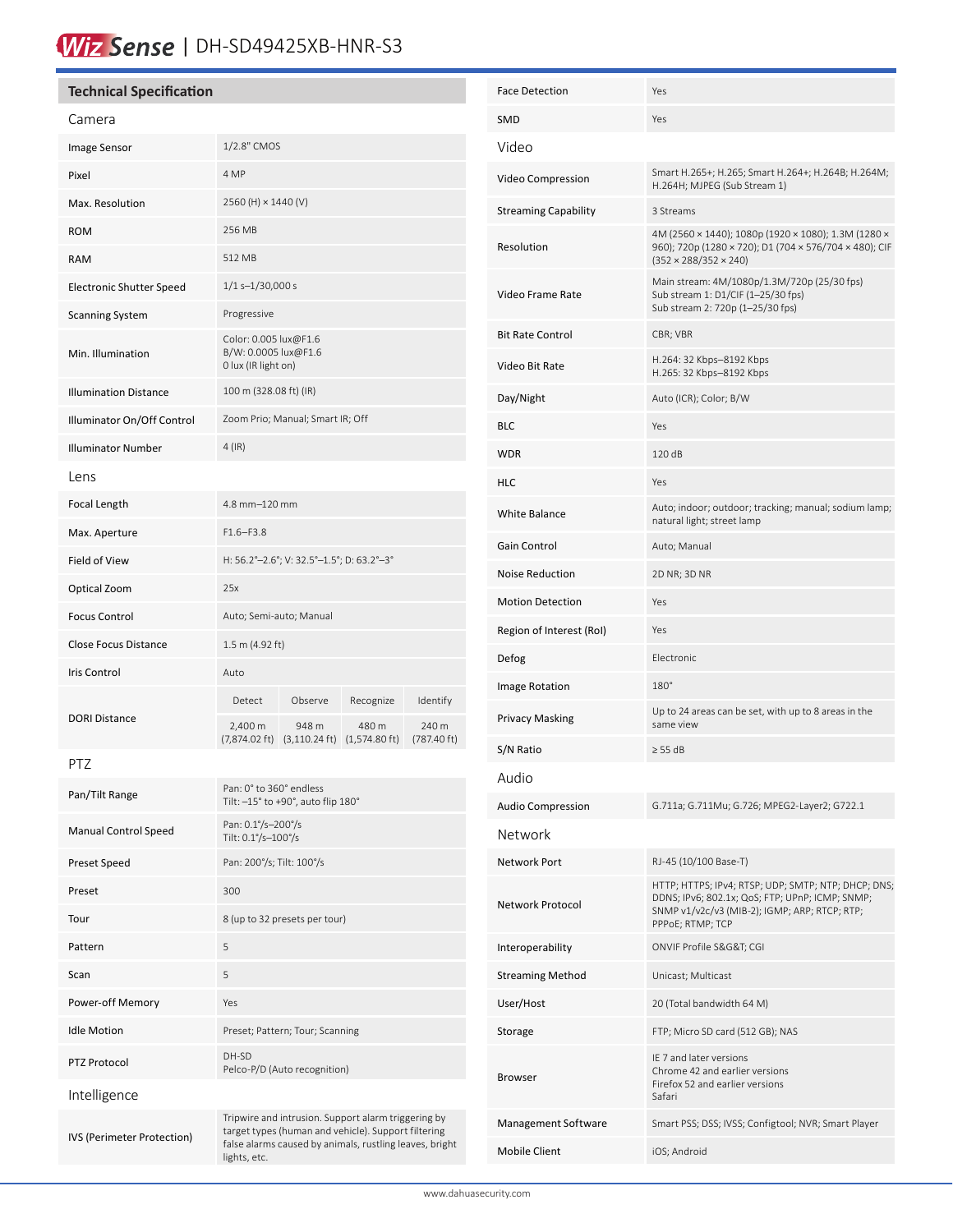# WizSense | DH-SD49425XB-HNR-S3

## Technical Specification

### Camera

| | |
|---|---|
| Image Sensor | 1/2.8" CMOS |
| Pixel | 4 MP |
| Max. Resolution | 2560 (H) × 1440 (V) |
| ROM | 256 MB |
| RAM | 512 MB |
| Electronic Shutter Speed | 1/1 s–1/30,000 s |
| Scanning System | Progressive |
| Min. Illumination | Color: 0.005 lux@F1.6<br>B/W: 0.0005 lux@F1.6<br>0 lux (IR light on) |
| Illumination Distance | 100 m (328.08 ft) (IR) |
| Illuminator On/Off Control | Zoom Prio; Manual; Smart IR; Off |
| Illuminator Number | 4 (IR) |

### Lens

| | | | | |
|---|---|---|---|---|
| Focal Length | 4.8 mm–120 mm | | | |
| Max. Aperture | F1.6–F3.8 | | | |
| Field of View | H: 56.2°–2.6°; V: 32.5°–1.5°; D: 63.2°–3° | | | |
| Optical Zoom | 25x | | | |
| Focus Control | Auto; Semi-auto; Manual | | | |
| Close Focus Distance | 1.5 m (4.92 ft) | | | |
| Iris Control | Auto | | | |
| DORI Distance | Detect | Observe | Recognize | Identify |
| | 2,400 m (7,874.02 ft) | 948 m (3,110.24 ft) | 480 m (1,574.80 ft) | 240 m (787.40 ft) |

### PTZ

| | |
|---|---|
| Pan/Tilt Range | Pan: 0° to 360° endless<br>Tilt: –15° to +90°, auto flip 180° |
| Manual Control Speed | Pan: 0.1°/s–200°/s<br>Tilt: 0.1°/s–100°/s |
| Preset Speed | Pan: 200°/s; Tilt: 100°/s |
| Preset | 300 |
| Tour | 8 (up to 32 presets per tour) |
| Pattern | 5 |
| Scan | 5 |
| Power-off Memory | Yes |
| Idle Motion | Preset; Pattern; Tour; Scanning |
| PTZ Protocol | DH-SD<br>Pelco-P/D (Auto recognition) |

### Intelligence

| | |
|---|---|
| IVS (Perimeter Protection) | Tripwire and intrusion. Support alarm triggering by target types (human and vehicle). Support filtering false alarms caused by animals, rustling leaves, bright lights, etc. |
| Face Detection | Yes |
| SMD | Yes |

### Video

| | |
|---|---|
| Video Compression | Smart H.265+; H.265; Smart H.264+; H.264B; H.264M; H.264H; MJPEG (Sub Stream 1) |
| Streaming Capability | 3 Streams |
| Resolution | 4M (2560 × 1440); 1080p (1920 × 1080); 1.3M (1280 × 960); 720p (1280 × 720); D1 (704 × 576/704 × 480); CIF (352 × 288/352 × 240) |
| Video Frame Rate | Main stream: 4M/1080p/1.3M/720p (25/30 fps)<br>Sub stream 1: D1/CIF (1–25/30 fps)<br>Sub stream 2: 720p (1–25/30 fps) |
| Bit Rate Control | CBR; VBR |
| Video Bit Rate | H.264: 32 Kbps–8192 Kbps<br>H.265: 32 Kbps–8192 Kbps |
| Day/Night | Auto (ICR); Color; B/W |
| BLC | Yes |
| WDR | 120 dB |
| HLC | Yes |
| White Balance | Auto; indoor; outdoor; tracking; manual; sodium lamp; natural light; street lamp |
| Gain Control | Auto; Manual |
| Noise Reduction | 2D NR; 3D NR |
| Motion Detection | Yes |
| Region of Interest (RoI) | Yes |
| Defog | Electronic |
| Image Rotation | 180° |
| Privacy Masking | Up to 24 areas can be set, with up to 8 areas in the same view |
| S/N Ratio | ≥ 55 dB |

### Audio

| | |
|---|---|
| Audio Compression | G.711a; G.711Mu; G.726; MPEG2-Layer2; G722.1 |

### Network

| | |
|---|---|
| Network Port | RJ-45 (10/100 Base-T) |
| Network Protocol | HTTP; HTTPS; IPv4; RTSP; UDP; SMTP; NTP; DHCP; DNS; DDNS; IPv6; 802.1x; QoS; FTP; UPnP; ICMP; SNMP; SNMP v1/v2c/v3 (MIB-2); IGMP; ARP; RTCP; RTP; PPPoE; RTMP; TCP |
| Interoperability | ONVIF Profile S&G&T; CGI |
| Streaming Method | Unicast; Multicast |
| User/Host | 20 (Total bandwidth 64 M) |
| Storage | FTP; Micro SD card (512 GB); NAS |
| Browser | IE 7 and later versions<br>Chrome 42 and earlier versions<br>Firefox 52 and earlier versions<br>Safari |
| Management Software | Smart PSS; DSS; IVSS; Configtool; NVR; Smart Player |
| Mobile Client | iOS; Android |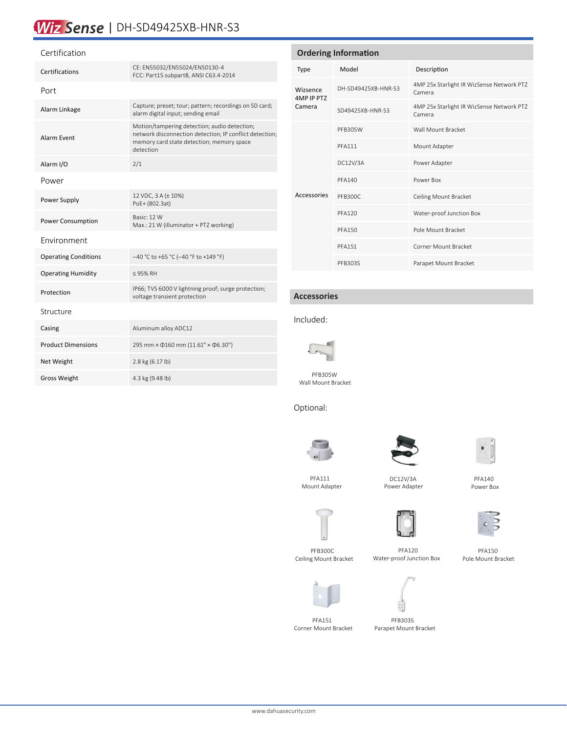# WizSense | DH-SD49425XB-HNR-S3

## Certification

| | |
|---|---|
| Certifications | CE: EN55032/EN55024/EN50130-4<br>FCC: Part15 subpartB, ANSI C63.4-2014 |

## Port

| | |
|---|---|
| Alarm Linkage | Capture; preset; tour; pattern; recordings on SD card; alarm digital input; sending email |
| Alarm Event | Motion/tampering detection; audio detection; network disconnection detection; IP conflict detection; memory card state detection; memory space detection |
| Alarm I/O | 2/1 |

## Power

| | |
|---|---|
| Power Supply | 12 VDC, 3 A (± 10%)<br>PoE+ (802.3at) |
| Power Consumption | Basic: 12 W<br>Max.: 21 W (illuminator + PTZ working) |

## Environment

| | |
|---|---|
| Operating Conditions | –40 °C to +65 °C (–40 °F to +149 °F) |
| Operating Humidity | ≤ 95% RH |
| Protection | IP66; TVS 6000 V lightning proof; surge protection; voltage transient protection |

## Structure

| | |
|---|---|
| Casing | Aluminum alloy ADC12 |
| Product Dimensions | 295 mm × Φ160 mm (11.61" × Φ6.30") |
| Net Weight | 2.8 kg (6.17 lb) |
| Gross Weight | 4.3 kg (9.48 lb) |

## Ordering Information

| Type | Model | Description |
|---|---|---|
| Wizsence 4MP IP PTZ Camera | DH-SD49425XB-HNR-S3 | 4MP 25x Starlight IR WizSense Network PTZ Camera |
| | SD49425XB-HNR-S3 | 4MP 25x Starlight IR WizSense Network PTZ Camera |
| Accessories | PFB305W | Wall Mount Bracket |
| | PFA111 | Mount Adapter |
| | DC12V/3A | Power Adapter |
| | PFA140 | Power Box |
| | PFB300C | Ceiling Mount Bracket |
| | PFA120 | Water-proof Junction Box |
| | PFA150 | Pole Mount Bracket |
| | PFA151 | Corner Mount Bracket |
| | PFB303S | Parapet Mount Bracket |

## Accessories

Included:

PFB305W
Wall Mount Bracket

Optional:

PFA111
Mount Adapter

DC12V/3A
Power Adapter

PFA140
Power Box

PFB300C
Ceiling Mount Bracket

PFA120
Water-proof Junction Box

PFA150
Pole Mount Bracket

PFA151
Corner Mount Bracket

PFB303S
Parapet Mount Bracket

www.dahuasecurity.com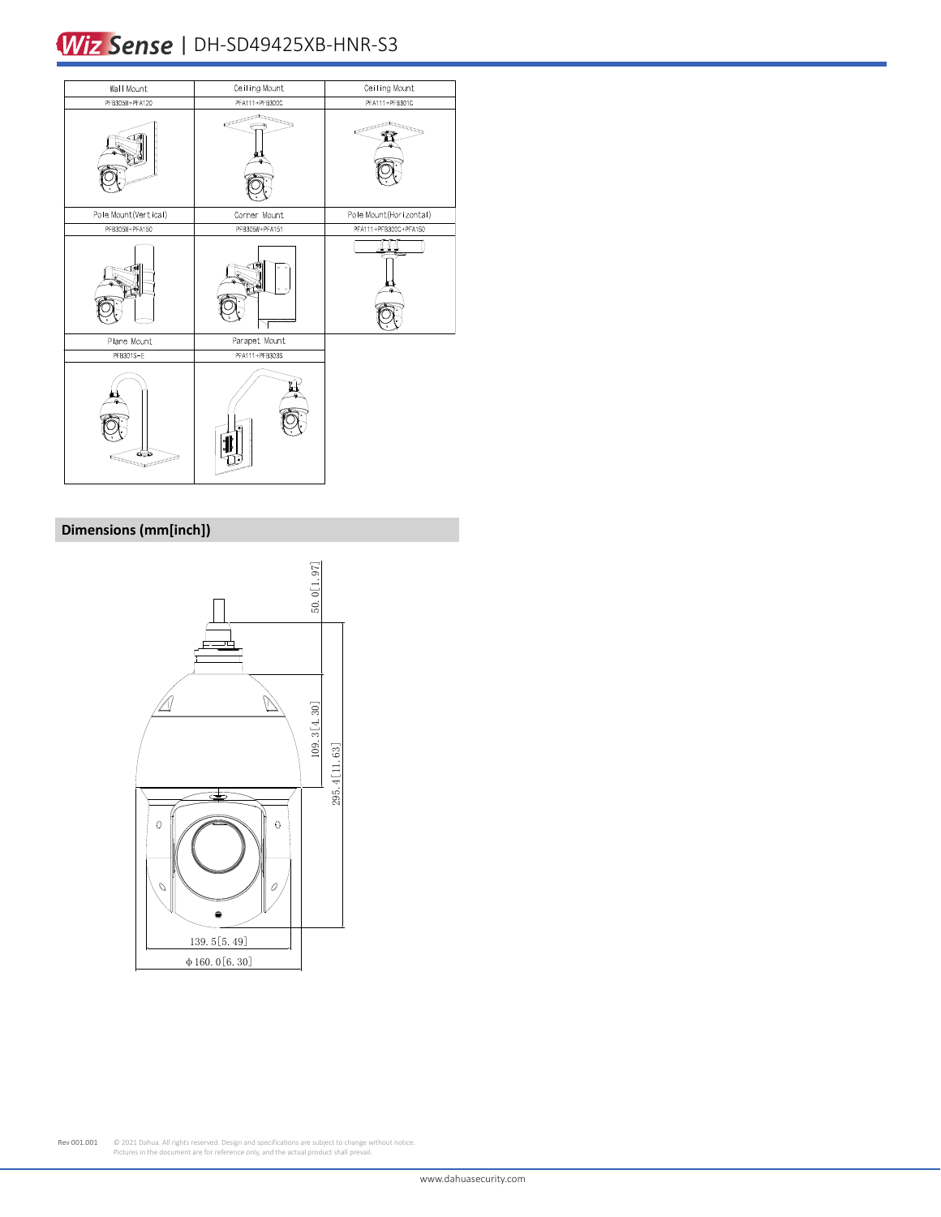| Wall Mount | Ceiling Mount | Ceiling Mount |
| --- | --- | --- |
| PFB305W+PFA120 | PFA111+PFB300C | PFA111+PFB301C |
| Pole Mount(Vertical) | Corner Mount | Pole Mount(Horizontal) |
| PFB305W+PFA150 | PFB305W+PFA151 | PFA111+PFB300C+PFA150 |
| Plane Mount | Parapet Mount | |
| PFB301S-E | PFA111+PFB303S | |

## Dimensions (mm[inch])

50.0[1.97]

109.3[4.30]

295.4[11.63]

139.5[5.49]

Φ160.0[6.30]

Rev 001.001 © 2021 Dahua. All rights reserved. Design and specifications are subject to change without notice.
Pictures in the document are for reference only, and the actual product shall prevail.